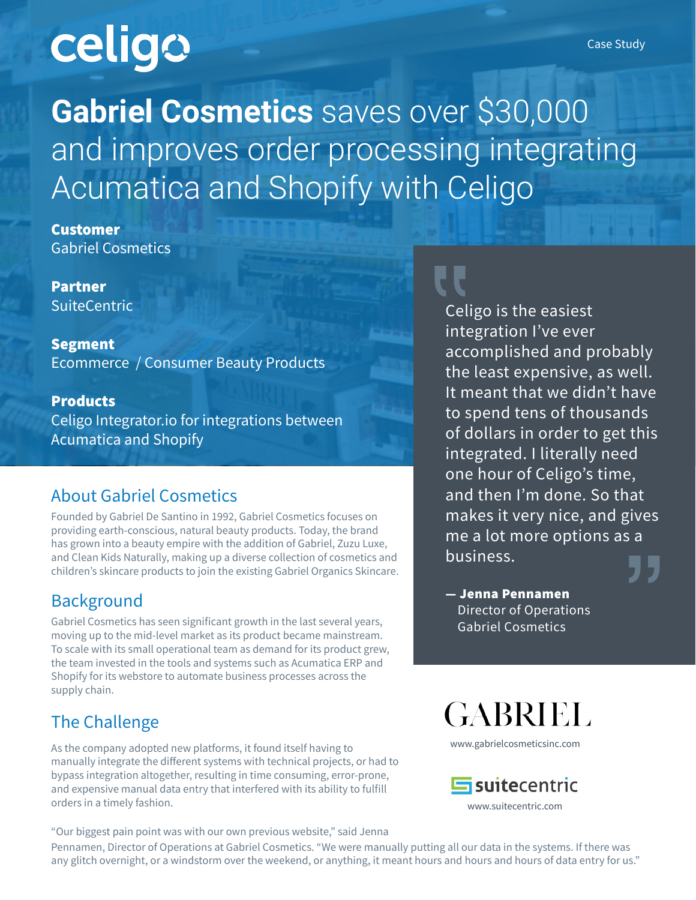celigo

Case Study

# Gabriel Cosmetics saves over $30,000 and improves order processing integrating Acumatica and Shopify with Celigo

**Customer**
Gabriel Cosmetics

**Partner**
SuiteCentric

**Segment**
Ecommerce / Consumer Beauty Products

**Products**
Celigo Integrator.io for integrations between Acumatica and Shopify

> Celigo is the easiest integration I've ever accomplished and probably the least expensive, as well. It meant that we didn't have to spend tens of thousands of dollars in order to get this integrated. I literally need one hour of Celigo's time, and then I'm done. So that makes it very nice, and gives me a lot more options as a business.
>
> **— Jenna Pennamen**
> Director of Operations
> Gabriel Cosmetics

GABRIEL
www.gabrielcosmeticsinc.com

suitecentric
www.suitecentric.com

## About Gabriel Cosmetics

Founded by Gabriel De Santino in 1992, Gabriel Cosmetics focuses on providing earth-conscious, natural beauty products. Today, the brand has grown into a beauty empire with the addition of Gabriel, Zuzu Luxe, and Clean Kids Naturally, making up a diverse collection of cosmetics and children's skincare products to join the existing Gabriel Organics Skincare.

## Background

Gabriel Cosmetics has seen significant growth in the last several years, moving up to the mid-level market as its product became mainstream. To scale with its small operational team as demand for its product grew, the team invested in the tools and systems such as Acumatica ERP and Shopify for its webstore to automate business processes across the supply chain.

## The Challenge

As the company adopted new platforms, it found itself having to manually integrate the different systems with technical projects, or had to bypass integration altogether, resulting in time consuming, error-prone, and expensive manual data entry that interfered with its ability to fulfill orders in a timely fashion.

"Our biggest pain point was with our own previous website," said Jenna Pennamen, Director of Operations at Gabriel Cosmetics. "We were manually putting all our data in the systems. If there was any glitch overnight, or a windstorm over the weekend, or anything, it meant hours and hours and hours of data entry for us."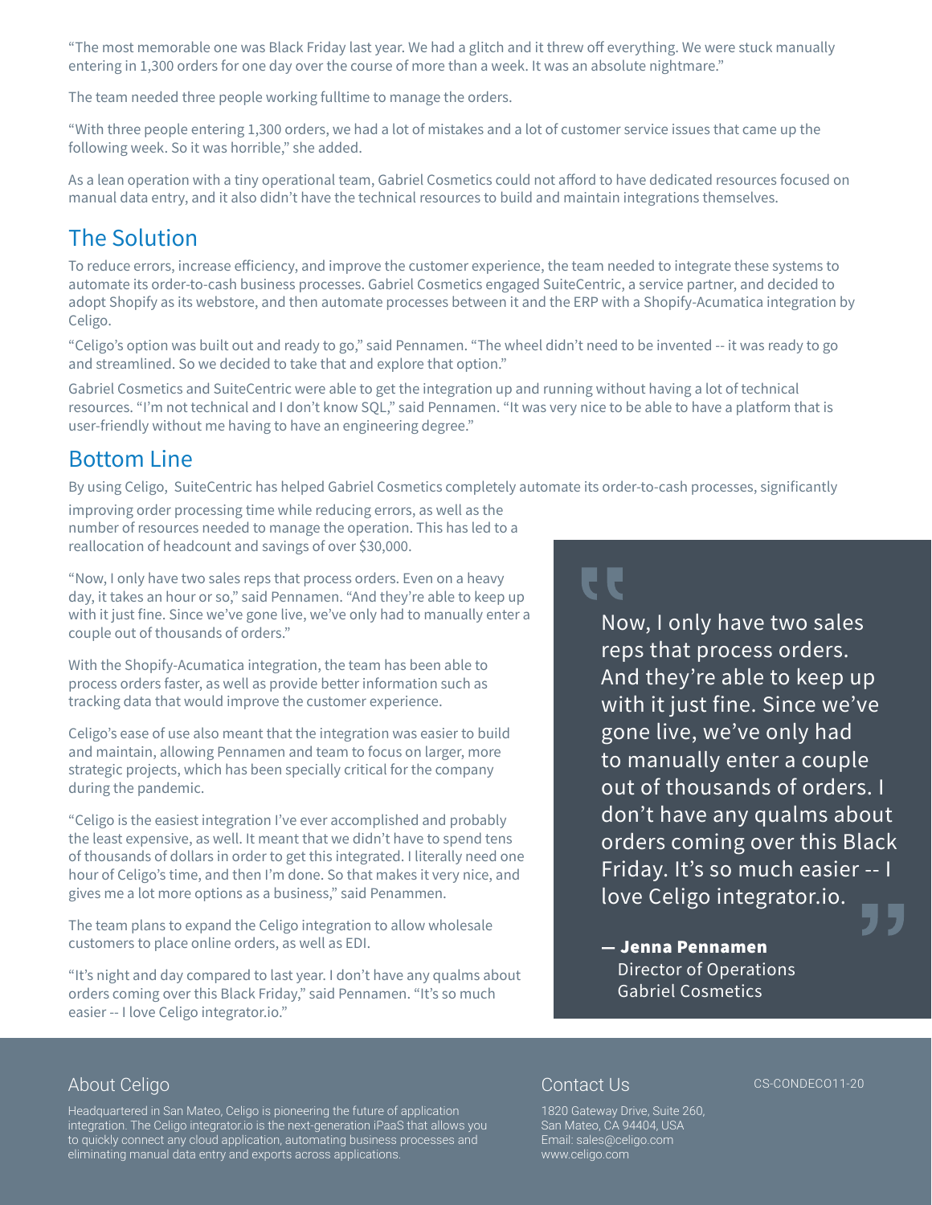"The most memorable one was Black Friday last year. We had a glitch and it threw off everything. We were stuck manually entering in 1,300 orders for one day over the course of more than a week. It was an absolute nightmare."

The team needed three people working fulltime to manage the orders.

"With three people entering 1,300 orders, we had a lot of mistakes and a lot of customer service issues that came up the following week. So it was horrible," she added.

As a lean operation with a tiny operational team, Gabriel Cosmetics could not afford to have dedicated resources focused on manual data entry, and it also didn't have the technical resources to build and maintain integrations themselves.

## The Solution

To reduce errors, increase efficiency, and improve the customer experience, the team needed to integrate these systems to automate its order-to-cash business processes. Gabriel Cosmetics engaged SuiteCentric, a service partner, and decided to adopt Shopify as its webstore, and then automate processes between it and the ERP with a Shopify-Acumatica integration by Celigo.

"Celigo's option was built out and ready to go," said Pennamen. "The wheel didn't need to be invented -- it was ready to go and streamlined. So we decided to take that and explore that option."

Gabriel Cosmetics and SuiteCentric were able to get the integration up and running without having a lot of technical resources. "I'm not technical and I don't know SQL," said Pennamen. "It was very nice to be able to have a platform that is user-friendly without me having to have an engineering degree."

## Bottom Line

By using Celigo, SuiteCentric has helped Gabriel Cosmetics completely automate its order-to-cash processes, significantly improving order processing time while reducing errors, as well as the number of resources needed to manage the operation. This has led to a reallocation of headcount and savings of over $30,000.

"Now, I only have two sales reps that process orders. Even on a heavy day, it takes an hour or so," said Pennamen. "And they're able to keep up with it just fine. Since we've gone live, we've only had to manually enter a couple out of thousands of orders."

With the Shopify-Acumatica integration, the team has been able to process orders faster, as well as provide better information such as tracking data that would improve the customer experience.

Celigo's ease of use also meant that the integration was easier to build and maintain, allowing Pennamen and team to focus on larger, more strategic projects, which has been specially critical for the company during the pandemic.

"Celigo is the easiest integration I've ever accomplished and probably the least expensive, as well. It meant that we didn't have to spend tens of thousands of dollars in order to get this integrated. I literally need one hour of Celigo's time, and then I'm done. So that makes it very nice, and gives me a lot more options as a business," said Penammen.

The team plans to expand the Celigo integration to allow wholesale customers to place online orders, as well as EDI.

"It's night and day compared to last year. I don't have any qualms about orders coming over this Black Friday," said Pennamen. "It's so much easier -- I love Celigo integrator.io."

> Now, I only have two sales reps that process orders. And they're able to keep up with it just fine. Since we've gone live, we've only had to manually enter a couple out of thousands of orders. I don't have any qualms about orders coming over this Black Friday. It's so much easier -- I love Celigo integrator.io.
>
> **— Jenna Pennamen**
> Director of Operations
> Gabriel Cosmetics

### About Celigo

Headquartered in San Mateo, Celigo is pioneering the future of application integration. The Celigo integrator.io is the next-generation iPaaS that allows you to quickly connect any cloud application, automating business processes and eliminating manual data entry and exports across applications.

### Contact Us

1820 Gateway Drive, Suite 260,
San Mateo, CA 94404, USA
Email: sales@celigo.com
www.celigo.com

CS-CONDECO11-20